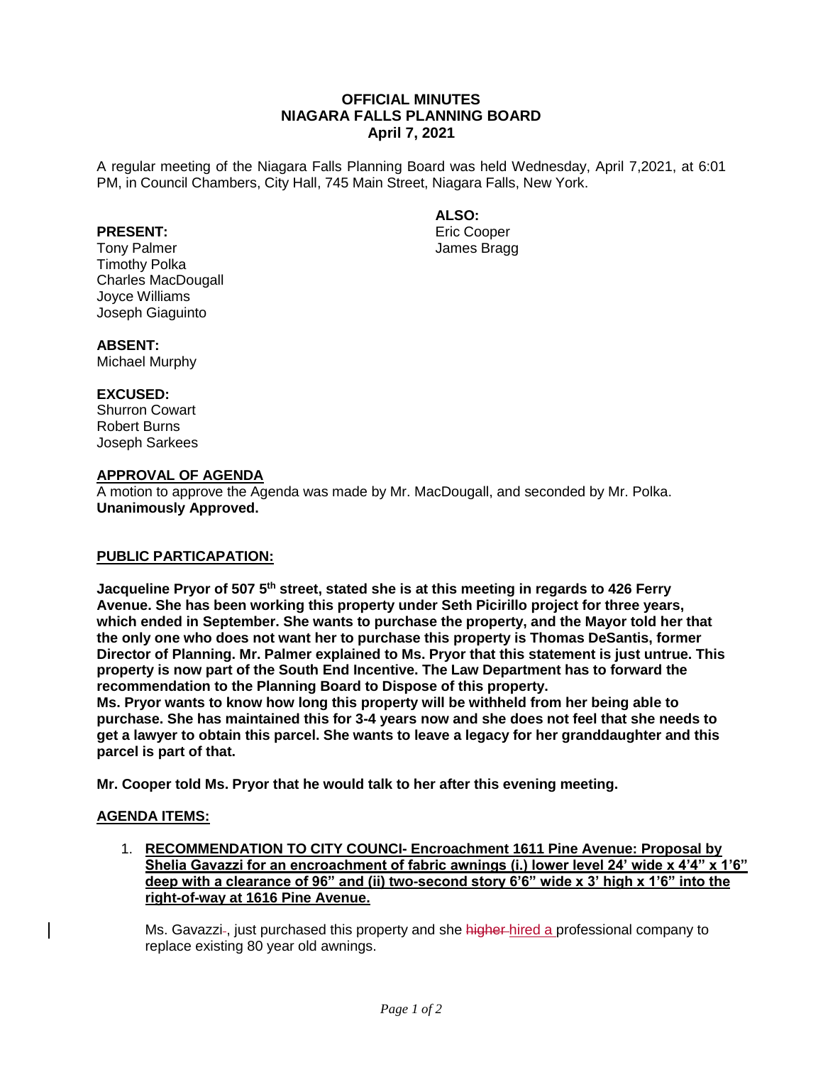**OFFICIAL MINUTES**
**NIAGARA FALLS PLANNING BOARD**
**April 7, 2021**

A regular meeting of the Niagara Falls Planning Board was held Wednesday, April 7,2021, at 6:01 PM, in Council Chambers, City Hall, 745 Main Street, Niagara Falls, New York.

**PRESENT:**
Tony Palmer
Timothy Polka
Charles MacDougall
Joyce Williams
Joseph Giaguinto

**ALSO:**
Eric Cooper
James Bragg

**ABSENT:**
Michael Murphy

**EXCUSED:**
Shurron Cowart
Robert Burns
Joseph Sarkees

**APPROVAL OF AGENDA**

A motion to approve the Agenda was made by Mr. MacDougall, and seconded by Mr. Polka. **Unanimously Approved.**

**PUBLIC PARTICAPATION:**

**Jacqueline Pryor of 507 5th street, stated she is at this meeting in regards to 426 Ferry Avenue. She has been working this property under Seth Picirillo project for three years, which ended in September. She wants to purchase the property, and the Mayor told her that the only one who does not want her to purchase this property is Thomas DeSantis, former Director of Planning. Mr. Palmer explained to Ms. Pryor that this statement is just untrue. This property is now part of the South End Incentive. The Law Department has to forward the recommendation to the Planning Board to Dispose of this property.**
**Ms. Pryor wants to know how long this property will be withheld from her being able to purchase. She has maintained this for 3-4 years now and she does not feel that she needs to get a lawyer to obtain this parcel. She wants to leave a legacy for her granddaughter and this parcel is part of that.**

**Mr. Cooper told Ms. Pryor that he would talk to her after this evening meeting.**

**AGENDA ITEMS:**

1. **RECOMMENDATION TO CITY COUNCI- Encroachment 1611 Pine Avenue: Proposal by Shelia Gavazzi for an encroachment of fabric awnings (i.) lower level 24' wide x 4'4" x 1'6" deep with a clearance of 96" and (ii) two-second story 6'6" wide x 3' high x 1'6" into the right-of-way at 1616 Pine Avenue.**

   Ms. Gavazzi~~-~~, just purchased this property and she ~~higher~~ hired a professional company to replace existing 80 year old awnings.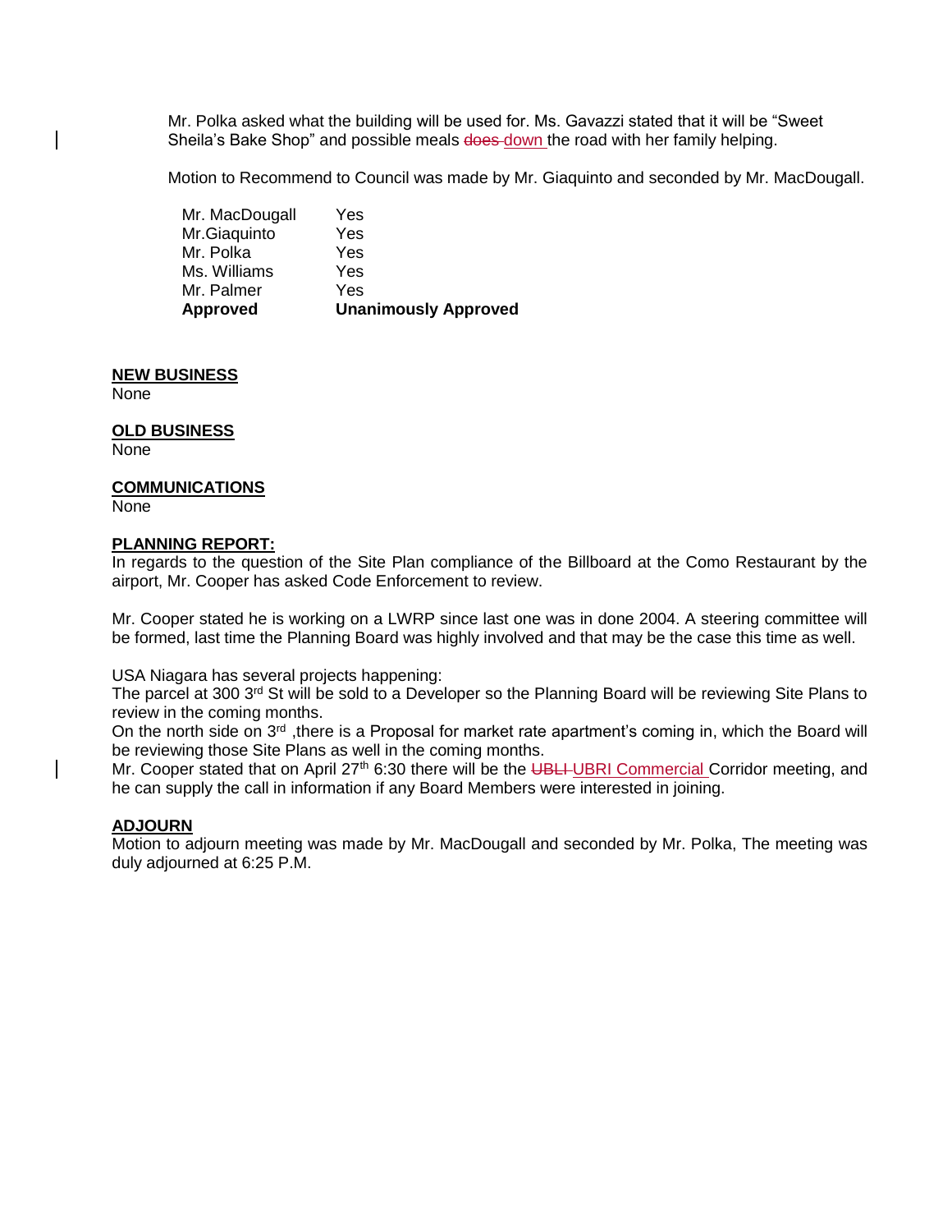Mr. Polka asked what the building will be used for. Ms. Gavazzi stated that it will be "Sweet Sheila's Bake Shop" and possible meals ~~does~~ down the road with her family helping.

Motion to Recommend to Council was made by Mr. Giaquinto and seconded by Mr. MacDougall.

| | |
|---|---|
| Mr. MacDougall | Yes |
| Mr.Giaquinto | Yes |
| Mr. Polka | Yes |
| Ms. Williams | Yes |
| Mr. Palmer | Yes |
| **Approved** | **Unanimously Approved** |

**NEW BUSINESS**

None

**OLD BUSINESS**

None

**COMMUNICATIONS**

None

**PLANNING REPORT:**

In regards to the question of the Site Plan compliance of the Billboard at the Como Restaurant by the airport, Mr. Cooper has asked Code Enforcement to review.

Mr. Cooper stated he is working on a LWRP since last one was in done 2004. A steering committee will be formed, last time the Planning Board was highly involved and that may be the case this time as well.

USA Niagara has several projects happening:

The parcel at 300 3rd St will be sold to a Developer so the Planning Board will be reviewing Site Plans to review in the coming months.

On the north side on 3rd ,there is a Proposal for market rate apartment's coming in, which the Board will be reviewing those Site Plans as well in the coming months.

Mr. Cooper stated that on April 27th 6:30 there will be the ~~UBLI~~ UBRI Commercial Corridor meeting, and he can supply the call in information if any Board Members were interested in joining.

**ADJOURN**

Motion to adjourn meeting was made by Mr. MacDougall and seconded by Mr. Polka, The meeting was duly adjourned at 6:25 P.M.